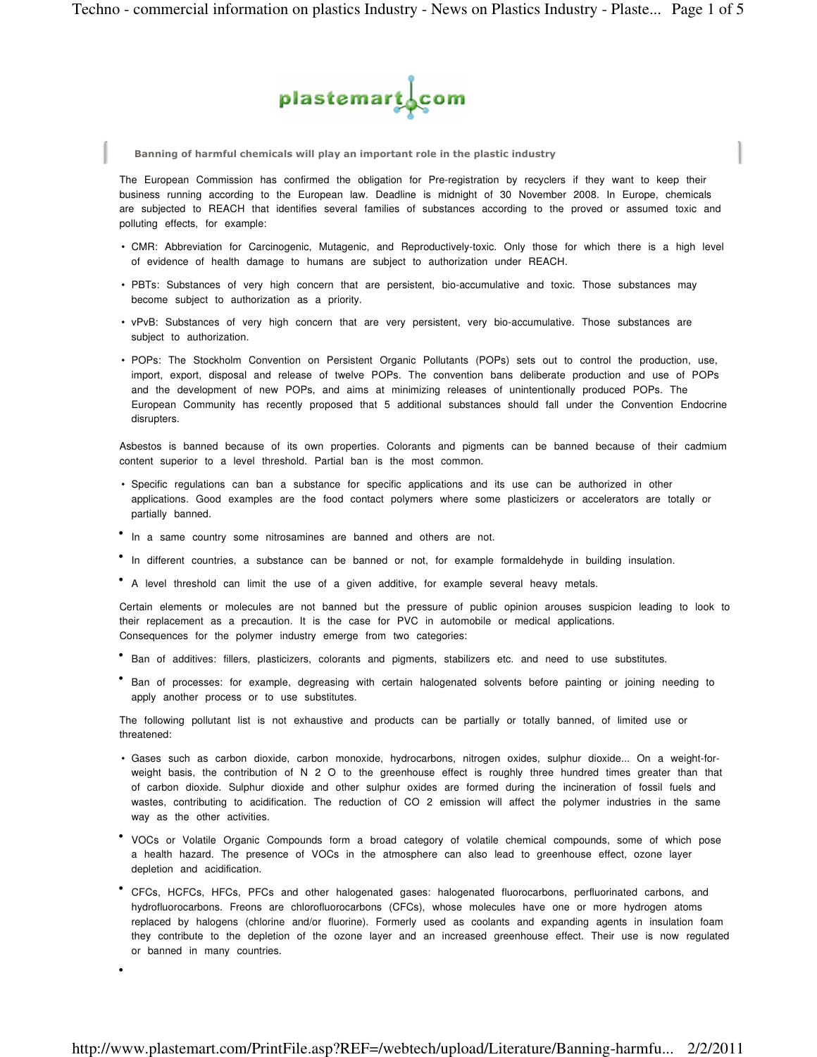**Banning of harmful chemicals will play an important role in the plastic industry**

The European Commission has confirmed the obligation for Pre-registration by recyclers if they want to keep their business running according to the European law. Deadline is midnight of 30 November 2008. In Europe, chemicals are subjected to REACH that identifies several families of substances according to the proved or assumed toxic and polluting effects, for example:

- CMR: Abbreviation for Carcinogenic, Mutagenic, and Reproductively-toxic. Only those for which there is a high level of evidence of health damage to humans are subject to authorization under REACH.
- PBTs: Substances of very high concern that are persistent, bio-accumulative and toxic. Those substances may become subject to authorization as a priority.
- vPvB: Substances of very high concern that are very persistent, very bio-accumulative. Those substances are subject to authorization.
- POPs: The Stockholm Convention on Persistent Organic Pollutants (POPs) sets out to control the production, use, import, export, disposal and release of twelve POPs. The convention bans deliberate production and use of POPs and the development of new POPs, and aims at minimizing releases of unintentionally produced POPs. The European Community has recently proposed that 5 additional substances should fall under the Convention Endocrine disrupters.

Asbestos is banned because of its own properties. Colorants and pigments can be banned because of their cadmium content superior to a level threshold. Partial ban is the most common.

- Specific regulations can ban a substance for specific applications and its use can be authorized in other applications. Good examples are the food contact polymers where some plasticizers or accelerators are totally or partially banned.
- In a same country some nitrosamines are banned and others are not.
- In different countries, a substance can be banned or not, for example formaldehyde in building insulation.
- A level threshold can limit the use of a given additive, for example several heavy metals.

Certain elements or molecules are not banned but the pressure of public opinion arouses suspicion leading to look to their replacement as a precaution. It is the case for PVC in automobile or medical applications.
Consequences for the polymer industry emerge from two categories:

- Ban of additives: fillers, plasticizers, colorants and pigments, stabilizers etc. and need to use substitutes.
- Ban of processes: for example, degreasing with certain halogenated solvents before painting or joining needing to apply another process or to use substitutes.

The following pollutant list is not exhaustive and products can be partially or totally banned, of limited use or threatened:

- Gases such as carbon dioxide, carbon monoxide, hydrocarbons, nitrogen oxides, sulphur dioxide... On a weight-for-weight basis, the contribution of $N_2O$ to the greenhouse effect is roughly three hundred times greater than that of carbon dioxide. Sulphur dioxide and other sulphur oxides are formed during the incineration of fossil fuels and wastes, contributing to acidification. The reduction of $CO_2$ emission will affect the polymer industries in the same way as the other activities.
- VOCs or Volatile Organic Compounds form a broad category of volatile chemical compounds, some of which pose a health hazard. The presence of VOCs in the atmosphere can also lead to greenhouse effect, ozone layer depletion and acidification.
- CFCs, HCFCs, HFCs, PFCs and other halogenated gases: halogenated fluorocarbons, perfluorinated carbons, and hydrofluorocarbons. Freons are chlorofluorocarbons (CFCs), whose molecules have one or more hydrogen atoms replaced by halogens (chlorine and/or fluorine). Formerly used as coolants and expanding agents in insulation foam they contribute to the depletion of the ozone layer and an increased greenhouse effect. Their use is now regulated or banned in many countries.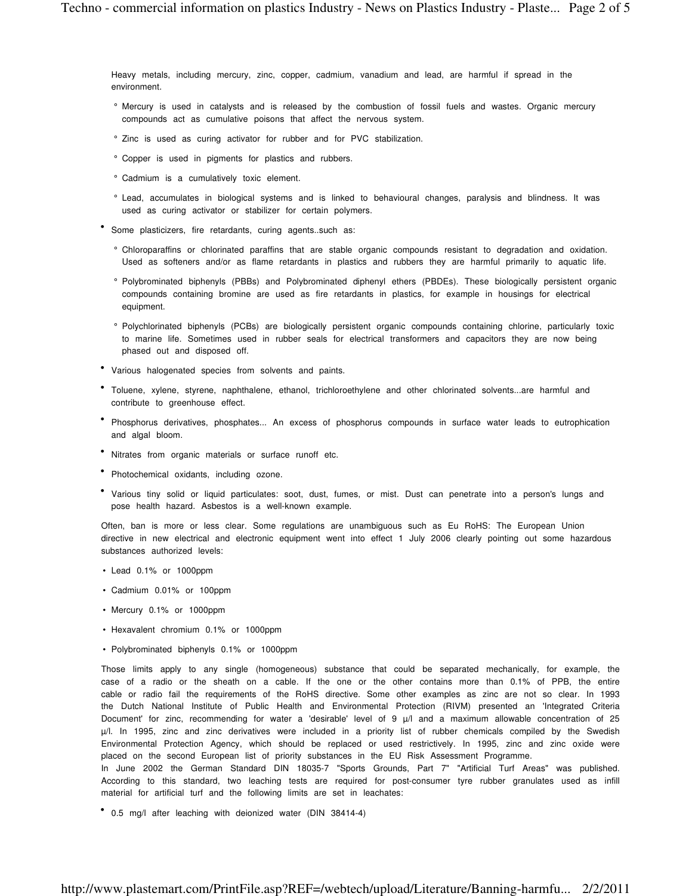Heavy metals, including mercury, zinc, copper, cadmium, vanadium and lead, are harmful if spread in the environment.

- Mercury is used in catalysts and is released by the combustion of fossil fuels and wastes. Organic mercury compounds act as cumulative poisons that affect the nervous system.
- Zinc is used as curing activator for rubber and for PVC stabilization.
- Copper is used in pigments for plastics and rubbers.
- Cadmium is a cumulatively toxic element.
- Lead, accumulates in biological systems and is linked to behavioural changes, paralysis and blindness. It was used as curing activator or stabilizer for certain polymers.

- Some plasticizers, fire retardants, curing agents..such as:
  - Chloroparaffins or chlorinated paraffins that are stable organic compounds resistant to degradation and oxidation. Used as softeners and/or as flame retardants in plastics and rubbers they are harmful primarily to aquatic life.
  - Polybrominated biphenyls (PBBs) and Polybrominated diphenyl ethers (PBDEs). These biologically persistent organic compounds containing bromine are used as fire retardants in plastics, for example in housings for electrical equipment.
  - Polychlorinated biphenyls (PCBs) are biologically persistent organic compounds containing chlorine, particularly toxic to marine life. Sometimes used in rubber seals for electrical transformers and capacitors they are now being phased out and disposed off.
- Various halogenated species from solvents and paints.
- Toluene, xylene, styrene, naphthalene, ethanol, trichloroethylene and other chlorinated solvents...are harmful and contribute to greenhouse effect.
- Phosphorus derivatives, phosphates... An excess of phosphorus compounds in surface water leads to eutrophication and algal bloom.
- Nitrates from organic materials or surface runoff etc.
- Photochemical oxidants, including ozone.
- Various tiny solid or liquid particulates: soot, dust, fumes, or mist. Dust can penetrate into a person's lungs and pose health hazard. Asbestos is a well-known example.

Often, ban is more or less clear. Some regulations are unambiguous such as Eu RoHS: The European Union directive in new electrical and electronic equipment went into effect 1 July 2006 clearly pointing out some hazardous substances authorized levels:

- Lead 0.1% or 1000ppm
- Cadmium 0.01% or 100ppm
- Mercury 0.1% or 1000ppm
- Hexavalent chromium 0.1% or 1000ppm
- Polybrominated biphenyls 0.1% or 1000ppm

Those limits apply to any single (homogeneous) substance that could be separated mechanically, for example, the case of a radio or the sheath on a cable. If the one or the other contains more than 0.1% of PPB, the entire cable or radio fail the requirements of the RoHS directive. Some other examples as zinc are not so clear. In 1993 the Dutch National Institute of Public Health and Environmental Protection (RIVM) presented an 'Integrated Criteria Document' for zinc, recommending for water a 'desirable' level of 9 µ/l and a maximum allowable concentration of 25 µ/l. In 1995, zinc and zinc derivatives were included in a priority list of rubber chemicals compiled by the Swedish Environmental Protection Agency, which should be replaced or used restrictively. In 1995, zinc and zinc oxide were placed on the second European list of priority substances in the EU Risk Assessment Programme.
In June 2002 the German Standard DIN 18035-7 "Sports Grounds, Part 7" "Artificial Turf Areas" was published. According to this standard, two leaching tests are required for post-consumer tyre rubber granulates used as infill material for artificial turf and the following limits are set in leachates:

- 0.5 mg/l after leaching with deionized water (DIN 38414-4)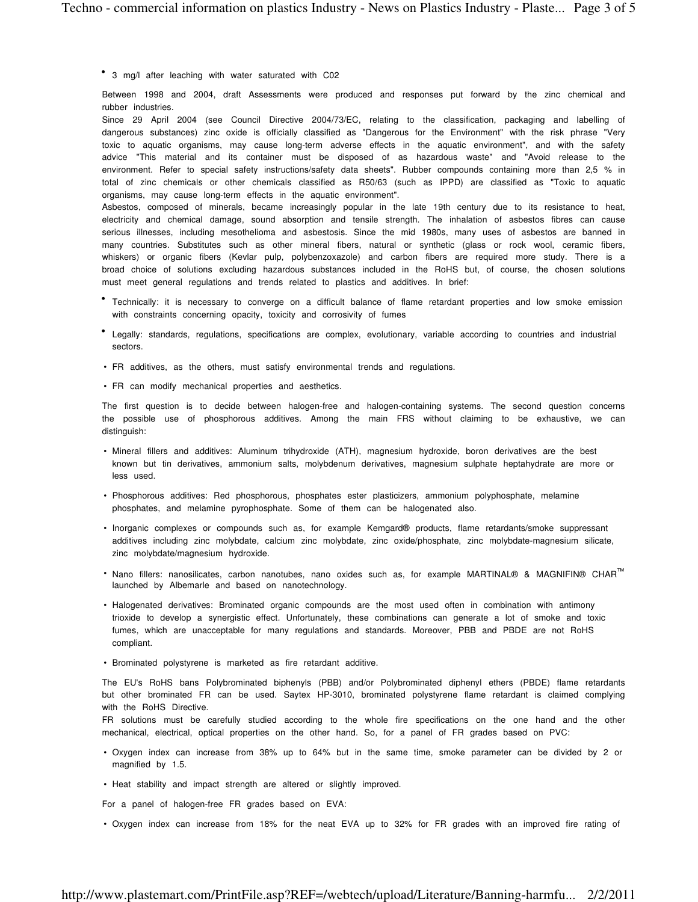- 3 mg/l after leaching with water saturated with C02

Between 1998 and 2004, draft Assessments were produced and responses put forward by the zinc chemical and rubber industries.

Since 29 April 2004 (see Council Directive 2004/73/EC, relating to the classification, packaging and labelling of dangerous substances) zinc oxide is officially classified as "Dangerous for the Environment" with the risk phrase "Very toxic to aquatic organisms, may cause long-term adverse effects in the aquatic environment", and with the safety advice "This material and its container must be disposed of as hazardous waste" and "Avoid release to the environment. Refer to special safety instructions/safety data sheets". Rubber compounds containing more than 2,5 % in total of zinc chemicals or other chemicals classified as R50/63 (such as IPPD) are classified as "Toxic to aquatic organisms, may cause long-term effects in the aquatic environment".

Asbestos, composed of minerals, became increasingly popular in the late 19th century due to its resistance to heat, electricity and chemical damage, sound absorption and tensile strength. The inhalation of asbestos fibres can cause serious illnesses, including mesothelioma and asbestosis. Since the mid 1980s, many uses of asbestos are banned in many countries. Substitutes such as other mineral fibers, natural or synthetic (glass or rock wool, ceramic fibers, whiskers) or organic fibers (Kevlar pulp, polybenzoxazole) and carbon fibers are required more study. There is a broad choice of solutions excluding hazardous substances included in the RoHS but, of course, the chosen solutions must meet general regulations and trends related to plastics and additives. In brief:

- Technically: it is necessary to converge on a difficult balance of flame retardant properties and low smoke emission with constraints concerning opacity, toxicity and corrosivity of fumes
- Legally: standards, regulations, specifications are complex, evolutionary, variable according to countries and industrial sectors.
- FR additives, as the others, must satisfy environmental trends and regulations.
- FR can modify mechanical properties and aesthetics.

The first question is to decide between halogen-free and halogen-containing systems. The second question concerns the possible use of phosphorous additives. Among the main FRS without claiming to be exhaustive, we can distinguish:

- Mineral fillers and additives: Aluminum trihydroxide (ATH), magnesium hydroxide, boron derivatives are the best known but tin derivatives, ammonium salts, molybdenum derivatives, magnesium sulphate heptahydrate are more or less used.
- Phosphorous additives: Red phosphorous, phosphates ester plasticizers, ammonium polyphosphate, melamine phosphates, and melamine pyrophosphate. Some of them can be halogenated also.
- Inorganic complexes or compounds such as, for example Kemgard® products, flame retardants/smoke suppressant additives including zinc molybdate, calcium zinc molybdate, zinc oxide/phosphate, zinc molybdate-magnesium silicate, zinc molybdate/magnesium hydroxide.
- Nano fillers: nanosilicates, carbon nanotubes, nano oxides such as, for example MARTINAL® & MAGNIFIN® CHAR™ launched by Albemarle and based on nanotechnology.
- Halogenated derivatives: Brominated organic compounds are the most used often in combination with antimony trioxide to develop a synergistic effect. Unfortunately, these combinations can generate a lot of smoke and toxic fumes, which are unacceptable for many regulations and standards. Moreover, PBB and PBDE are not RoHS compliant.
- Brominated polystyrene is marketed as fire retardant additive.

The EU's RoHS bans Polybrominated biphenyls (PBB) and/or Polybrominated diphenyl ethers (PBDE) flame retardants but other brominated FR can be used. Saytex HP-3010, brominated polystyrene flame retardant is claimed complying with the RoHS Directive.

FR solutions must be carefully studied according to the whole fire specifications on the one hand and the other mechanical, electrical, optical properties on the other hand. So, for a panel of FR grades based on PVC:

- Oxygen index can increase from 38% up to 64% but in the same time, smoke parameter can be divided by 2 or magnified by 1.5.
- Heat stability and impact strength are altered or slightly improved.

For a panel of halogen-free FR grades based on EVA:

- Oxygen index can increase from 18% for the neat EVA up to 32% for FR grades with an improved fire rating of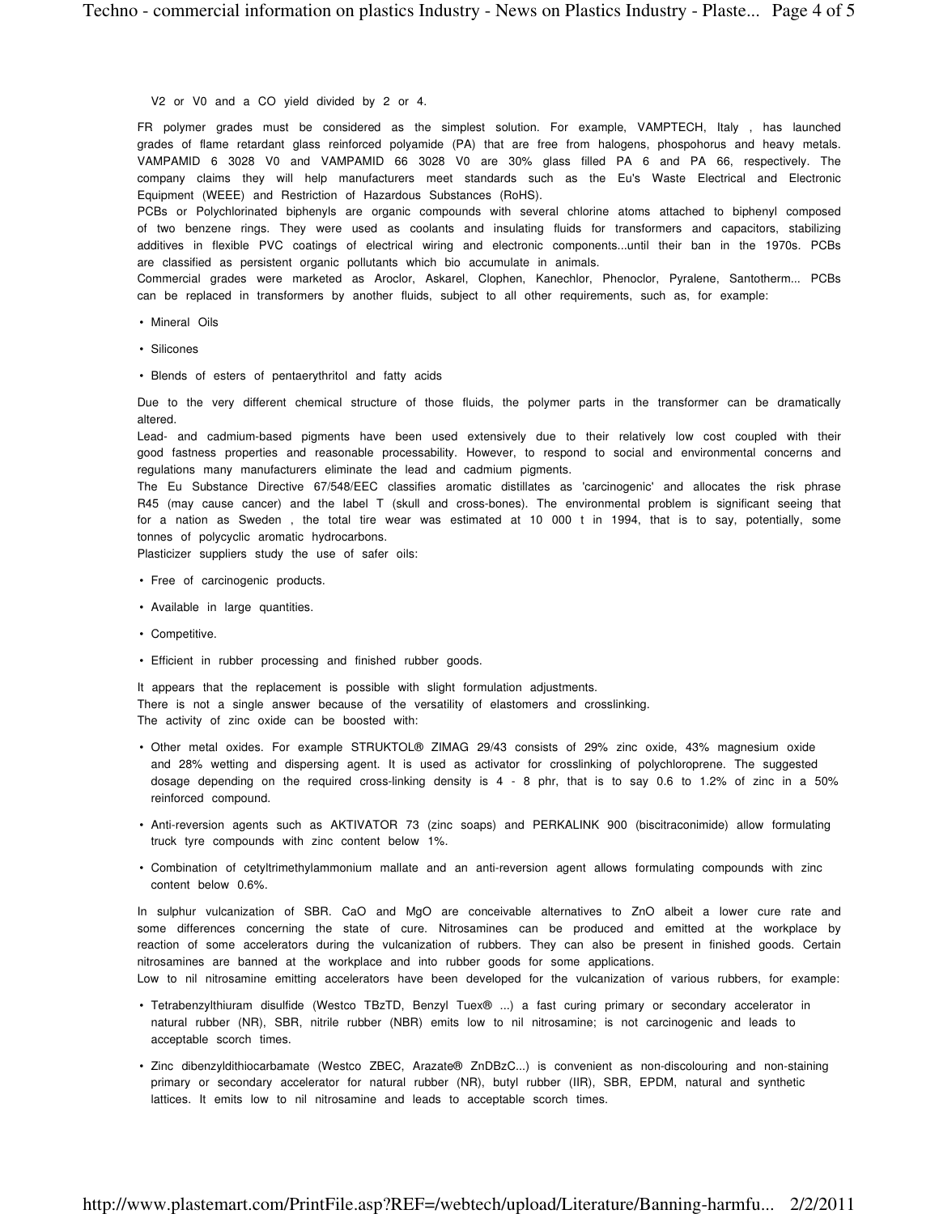V2 or V0 and a CO yield divided by 2 or 4.

FR polymer grades must be considered as the simplest solution. For example, VAMPTECH, Italy , has launched grades of flame retardant glass reinforced polyamide (PA) that are free from halogens, phospohorus and heavy metals. VAMPAMID 6 3028 V0 and VAMPAMID 66 3028 V0 are 30% glass filled PA 6 and PA 66, respectively. The company claims they will help manufacturers meet standards such as the Eu's Waste Electrical and Electronic Equipment (WEEE) and Restriction of Hazardous Substances (RoHS).

PCBs or Polychlorinated biphenyls are organic compounds with several chlorine atoms attached to biphenyl composed of two benzene rings. They were used as coolants and insulating fluids for transformers and capacitors, stabilizing additives in flexible PVC coatings of electrical wiring and electronic components...until their ban in the 1970s. PCBs are classified as persistent organic pollutants which bio accumulate in animals.

Commercial grades were marketed as Aroclor, Askarel, Clophen, Kanechlor, Phenoclor, Pyralene, Santotherm... PCBs can be replaced in transformers by another fluids, subject to all other requirements, such as, for example:

- Mineral Oils
- Silicones
- Blends of esters of pentaerythritol and fatty acids

Due to the very different chemical structure of those fluids, the polymer parts in the transformer can be dramatically altered.

Lead- and cadmium-based pigments have been used extensively due to their relatively low cost coupled with their good fastness properties and reasonable processability. However, to respond to social and environmental concerns and regulations many manufacturers eliminate the lead and cadmium pigments.

The Eu Substance Directive 67/548/EEC classifies aromatic distillates as 'carcinogenic' and allocates the risk phrase R45 (may cause cancer) and the label T (skull and cross-bones). The environmental problem is significant seeing that for a nation as Sweden , the total tire wear was estimated at 10 000 t in 1994, that is to say, potentially, some tonnes of polycyclic aromatic hydrocarbons.

Plasticizer suppliers study the use of safer oils:

- Free of carcinogenic products.
- Available in large quantities.
- Competitive.
- Efficient in rubber processing and finished rubber goods.

It appears that the replacement is possible with slight formulation adjustments.
There is not a single answer because of the versatility of elastomers and crosslinking.
The activity of zinc oxide can be boosted with:

- Other metal oxides. For example STRUKTOL® ZIMAG 29/43 consists of 29% zinc oxide, 43% magnesium oxide and 28% wetting and dispersing agent. It is used as activator for crosslinking of polychloroprene. The suggested dosage depending on the required cross-linking density is 4 - 8 phr, that is to say 0.6 to 1.2% of zinc in a 50% reinforced compound.
- Anti-reversion agents such as AKTIVATOR 73 (zinc soaps) and PERKALINK 900 (biscitraconimide) allow formulating truck tyre compounds with zinc content below 1%.
- Combination of cetyltrimethylammonium mallate and an anti-reversion agent allows formulating compounds with zinc content below 0.6%.

In sulphur vulcanization of SBR. CaO and MgO are conceivable alternatives to ZnO albeit a lower cure rate and some differences concerning the state of cure. Nitrosamines can be produced and emitted at the workplace by reaction of some accelerators during the vulcanization of rubbers. They can also be present in finished goods. Certain nitrosamines are banned at the workplace and into rubber goods for some applications.

Low to nil nitrosamine emitting accelerators have been developed for the vulcanization of various rubbers, for example:

- Tetrabenzylthiuram disulfide (Westco TBzTD, Benzyl Tuex® ...) a fast curing primary or secondary accelerator in natural rubber (NR), SBR, nitrile rubber (NBR) emits low to nil nitrosamine; is not carcinogenic and leads to acceptable scorch times.
- Zinc dibenzyldithiocarbamate (Westco ZBEC, Arazate® ZnDBzC...) is convenient as non-discolouring and non-staining primary or secondary accelerator for natural rubber (NR), butyl rubber (IIR), SBR, EPDM, natural and synthetic lattices. It emits low to nil nitrosamine and leads to acceptable scorch times.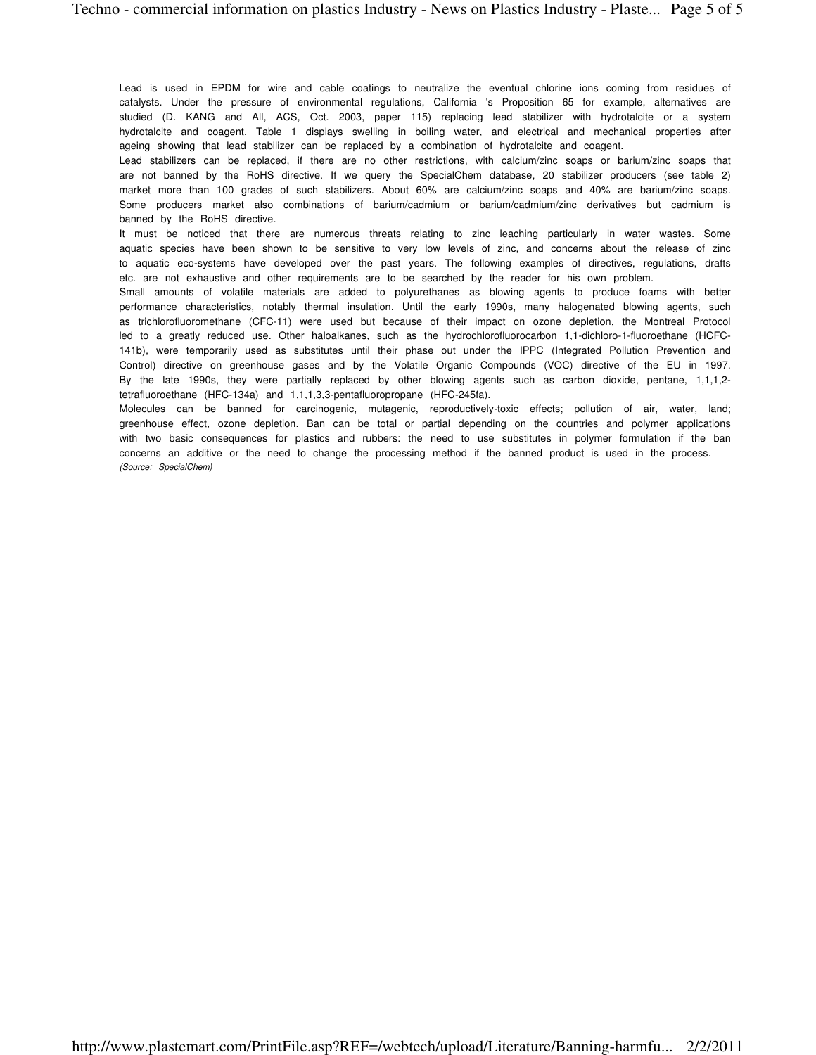Lead is used in EPDM for wire and cable coatings to neutralize the eventual chlorine ions coming from residues of catalysts. Under the pressure of environmental regulations, California 's Proposition 65 for example, alternatives are studied (D. KANG and All, ACS, Oct. 2003, paper 115) replacing lead stabilizer with hydrotalcite or a system hydrotalcite and coagent. Table 1 displays swelling in boiling water, and electrical and mechanical properties after ageing showing that lead stabilizer can be replaced by a combination of hydrotalcite and coagent.

Lead stabilizers can be replaced, if there are no other restrictions, with calcium/zinc soaps or barium/zinc soaps that are not banned by the RoHS directive. If we query the SpecialChem database, 20 stabilizer producers (see table 2) market more than 100 grades of such stabilizers. About 60% are calcium/zinc soaps and 40% are barium/zinc soaps. Some producers market also combinations of barium/cadmium or barium/cadmium/zinc derivatives but cadmium is banned by the RoHS directive.

It must be noticed that there are numerous threats relating to zinc leaching particularly in water wastes. Some aquatic species have been shown to be sensitive to very low levels of zinc, and concerns about the release of zinc to aquatic eco-systems have developed over the past years. The following examples of directives, regulations, drafts etc. are not exhaustive and other requirements are to be searched by the reader for his own problem.

Small amounts of volatile materials are added to polyurethanes as blowing agents to produce foams with better performance characteristics, notably thermal insulation. Until the early 1990s, many halogenated blowing agents, such as trichlorofluoromethane (CFC-11) were used but because of their impact on ozone depletion, the Montreal Protocol led to a greatly reduced use. Other haloalkanes, such as the hydrochlorofluorocarbon 1,1-dichloro-1-fluoroethane (HCFC-141b), were temporarily used as substitutes until their phase out under the IPPC (Integrated Pollution Prevention and Control) directive on greenhouse gases and by the Volatile Organic Compounds (VOC) directive of the EU in 1997. By the late 1990s, they were partially replaced by other blowing agents such as carbon dioxide, pentane, 1,1,1,2-tetrafluoroethane (HFC-134a) and 1,1,1,3,3-pentafluoropropane (HFC-245fa).

Molecules can be banned for carcinogenic, mutagenic, reproductively-toxic effects; pollution of air, water, land; greenhouse effect, ozone depletion. Ban can be total or partial depending on the countries and polymer applications with two basic consequences for plastics and rubbers: the need to use substitutes in polymer formulation if the ban concerns an additive or the need to change the processing method if the banned product is used in the process.

*(Source: SpecialChem)*